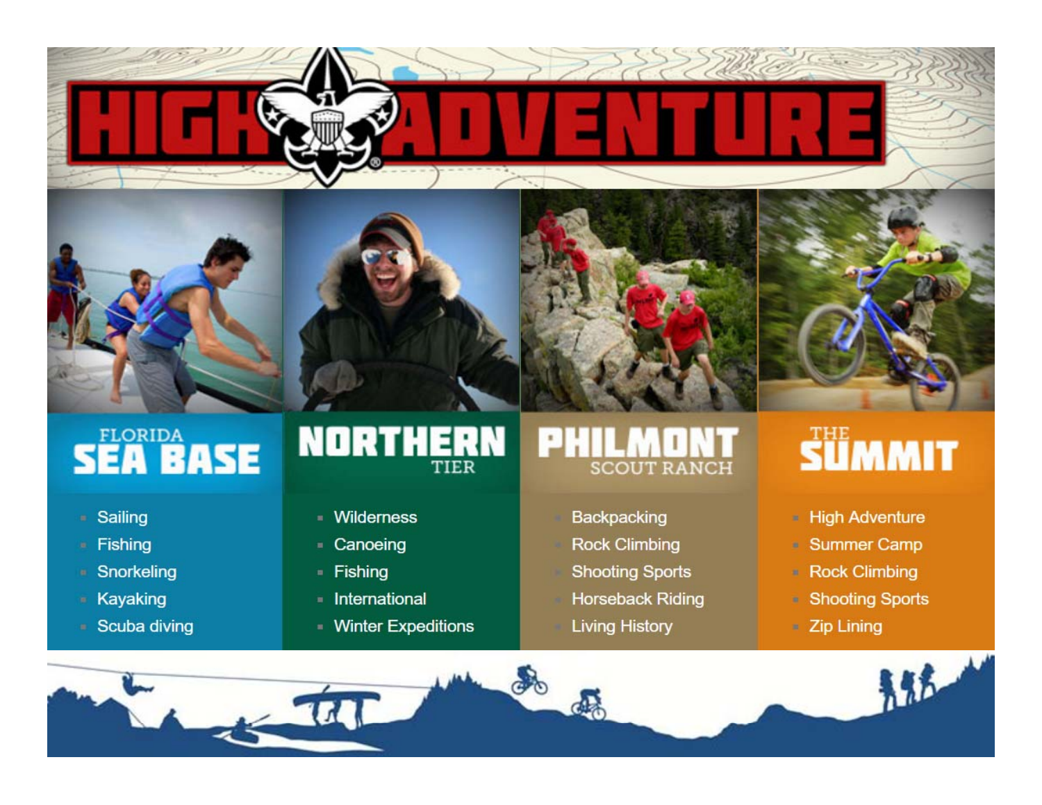# HIGH ADVENTURE

## FLORIDA SEA BASE

- Sailing
- Fishing
- Snorkeling
- Kayaking
- Scuba diving

## NORTHERN TIER

- Wilderness
- Canoeing
- Fishing
- International
- Winter Expeditions

## PHILMONT SCOUT RANCH

- Backpacking
- Rock Climbing
- Shooting Sports
- Horseback Riding
- Living History

## THE SUMMIT

- High Adventure
- Summer Camp
- Rock Climbing
- Shooting Sports
- Zip Lining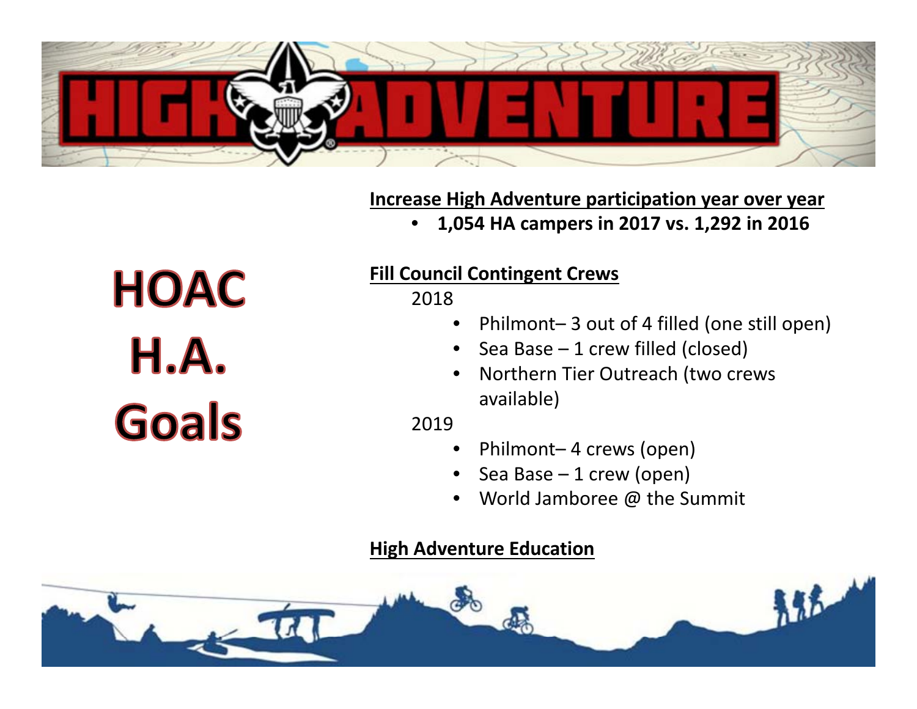# HOAC H.A. Goals

**Increase High Adventure participation year over year**

- **1,054 HA campers in 2017 vs. 1,292 in 2016**

**Fill Council Contingent Crews**

2018

- Philmont– 3 out of 4 filled (one still open)
- Sea Base – 1 crew filled (closed)
- Northern Tier Outreach (two crews available)

2019

- Philmont– 4 crews (open)
- Sea Base – 1 crew (open)
- World Jamboree @ the Summit

**High Adventure Education**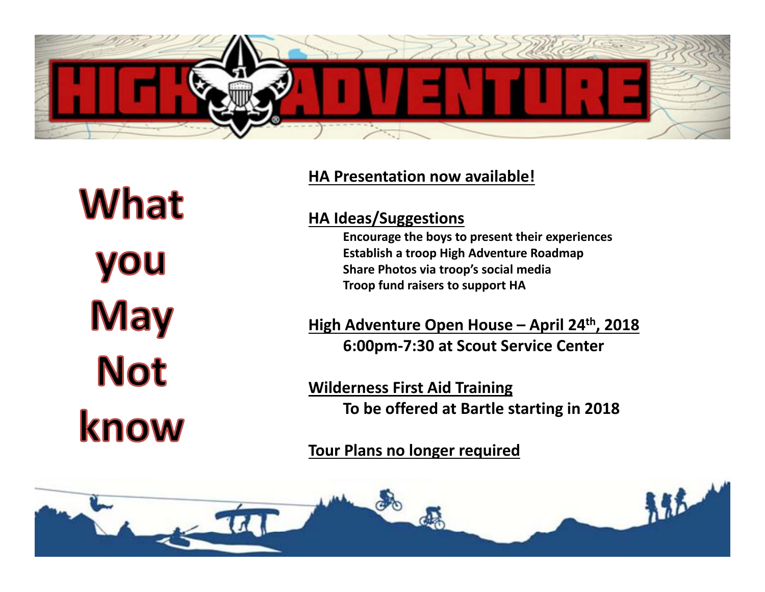# What you May Not know

**HA Presentation now available!**

**HA Ideas/Suggestions**

- **Encourage the boys to present their experiences**
- **Establish a troop High Adventure Roadmap**
- **Share Photos via troop's social media**
- **Troop fund raisers to support HA**

**High Adventure Open House – April 24th, 2018**

**6:00pm-7:30 at Scout Service Center**

**Wilderness First Aid Training**

**To be offered at Bartle starting in 2018**

**Tour Plans no longer required**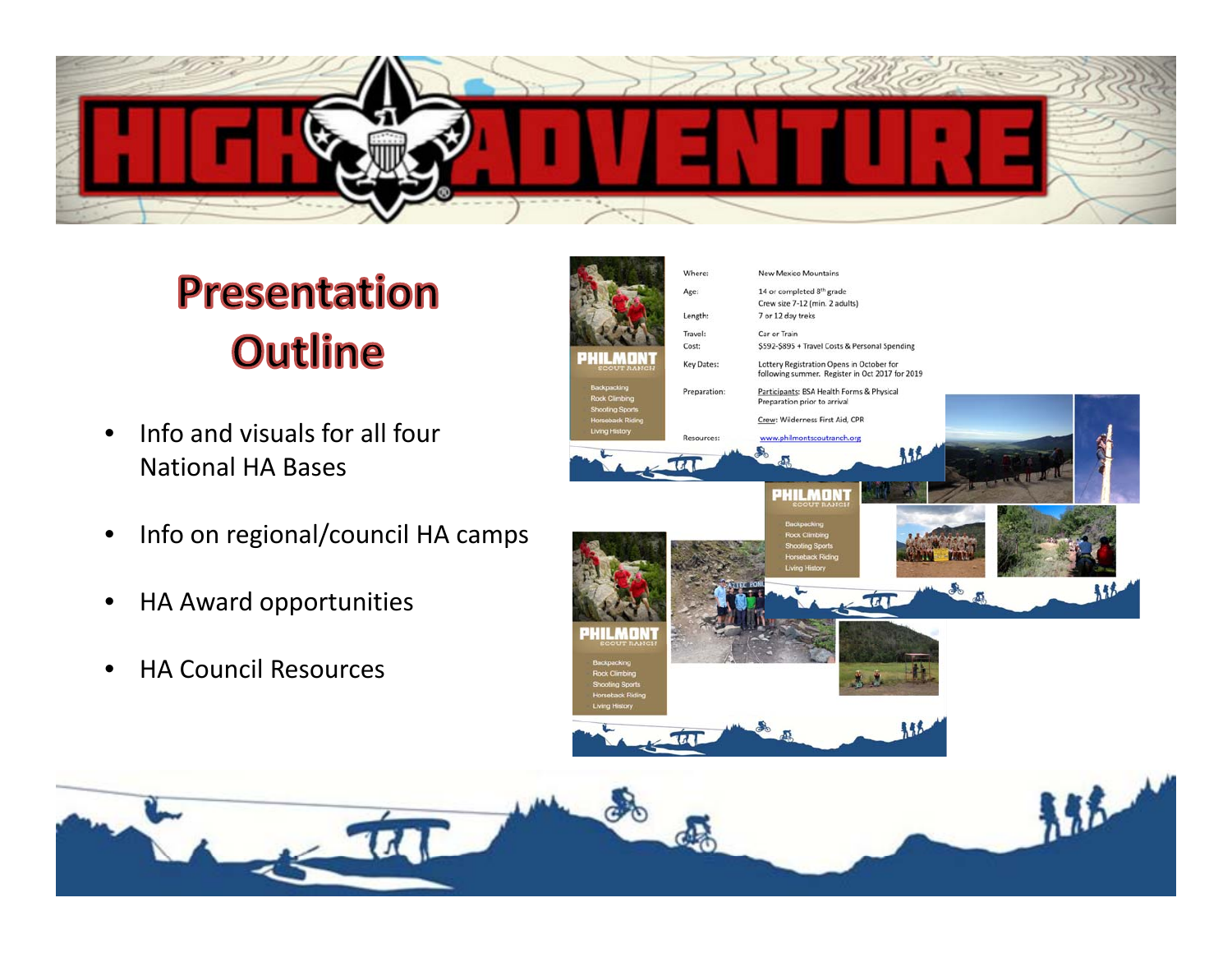# HIGH ADVENTURE

## Presentation Outline

- Info and visuals for all four National HA Bases
- Info on regional/council HA camps
- HA Award opportunities
- HA Council Resources

PHILMONT SCOUT RANCH

Backpacking
Rock Climbing
Shooting Sports
Horseback Riding
Living History

| | |
|---|---|
| Where: | New Mexico Mountains |
| Age: | 14 or completed 8th grade<br>Crew size 7-12 (min. 2 adults) |
| Length: | 7 or 12 day treks |
| Travel: | Car or Train |
| Cost: | $592-$895 + Travel Costs & Personal Spending |
| Key Dates: | Lottery Registration Opens in October for following summer. Register in Oct 2017 for 2019 |
| Preparation: | Participants: BSA Health Forms & Physical Preparation prior to arrival<br>Crew: Wilderness First Aid, CPR |
| Resources: | www.philmontscoutranch.org |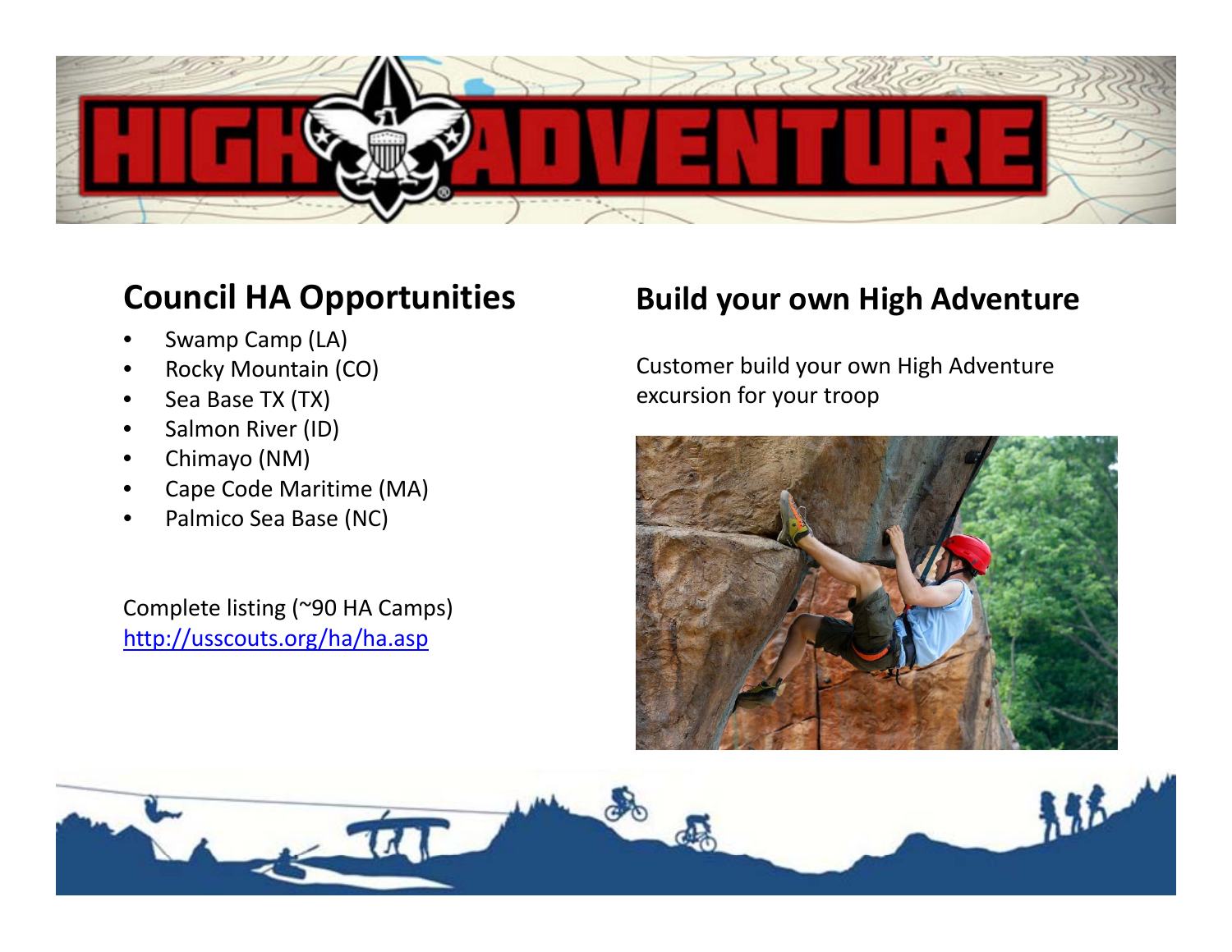# HIGH ADVENTURE

## Council HA Opportunities

- Swamp Camp (LA)
- Rocky Mountain (CO)
- Sea Base TX (TX)
- Salmon River (ID)
- Chimayo (NM)
- Cape Code Maritime (MA)
- Palmico Sea Base (NC)

Complete listing (~90 HA Camps)
http://usscouts.org/ha/ha.asp

## Build your own High Adventure

Customer build your own High Adventure excursion for your troop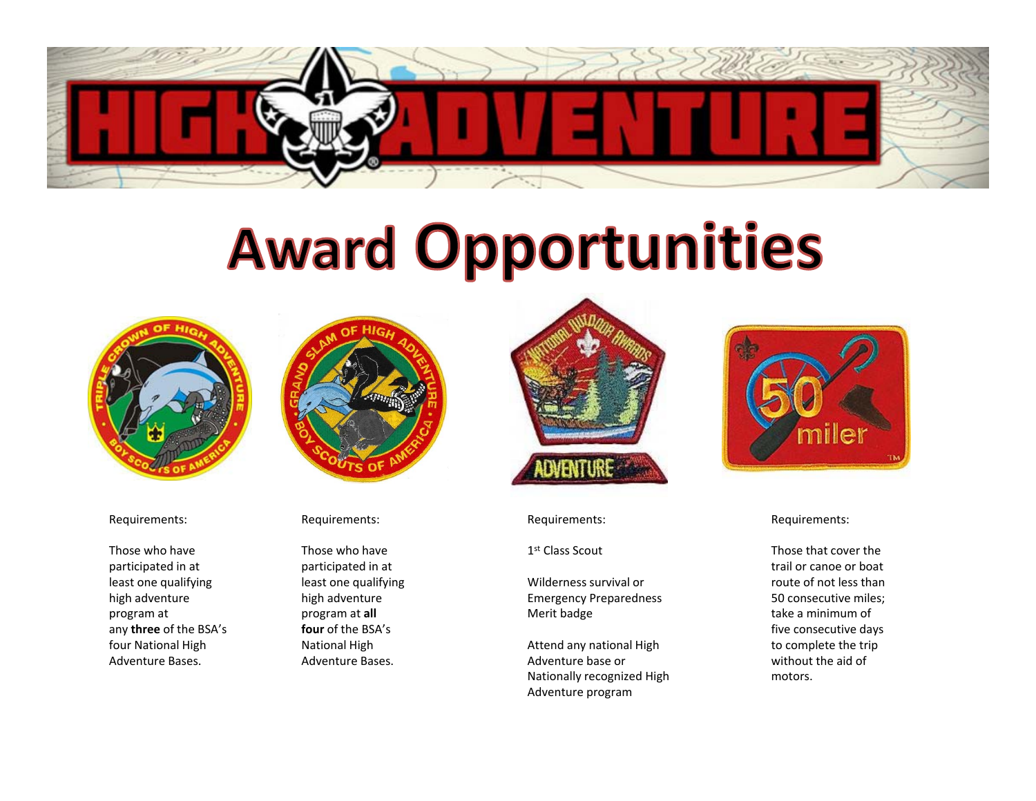# Award Opportunities

Requirements:

Those who have participated in at least one qualifying high adventure program at any **three** of the BSA's four National High Adventure Bases.

Requirements:

Those who have participated in at least one qualifying high adventure program at **all four** of the BSA's National High Adventure Bases.

Requirements:

1st Class Scout

Wilderness survival or Emergency Preparedness Merit badge

Attend any national High Adventure base or Nationally recognized High Adventure program

Requirements:

Those that cover the trail or canoe or boat route of not less than 50 consecutive miles; take a minimum of five consecutive days to complete the trip without the aid of motors.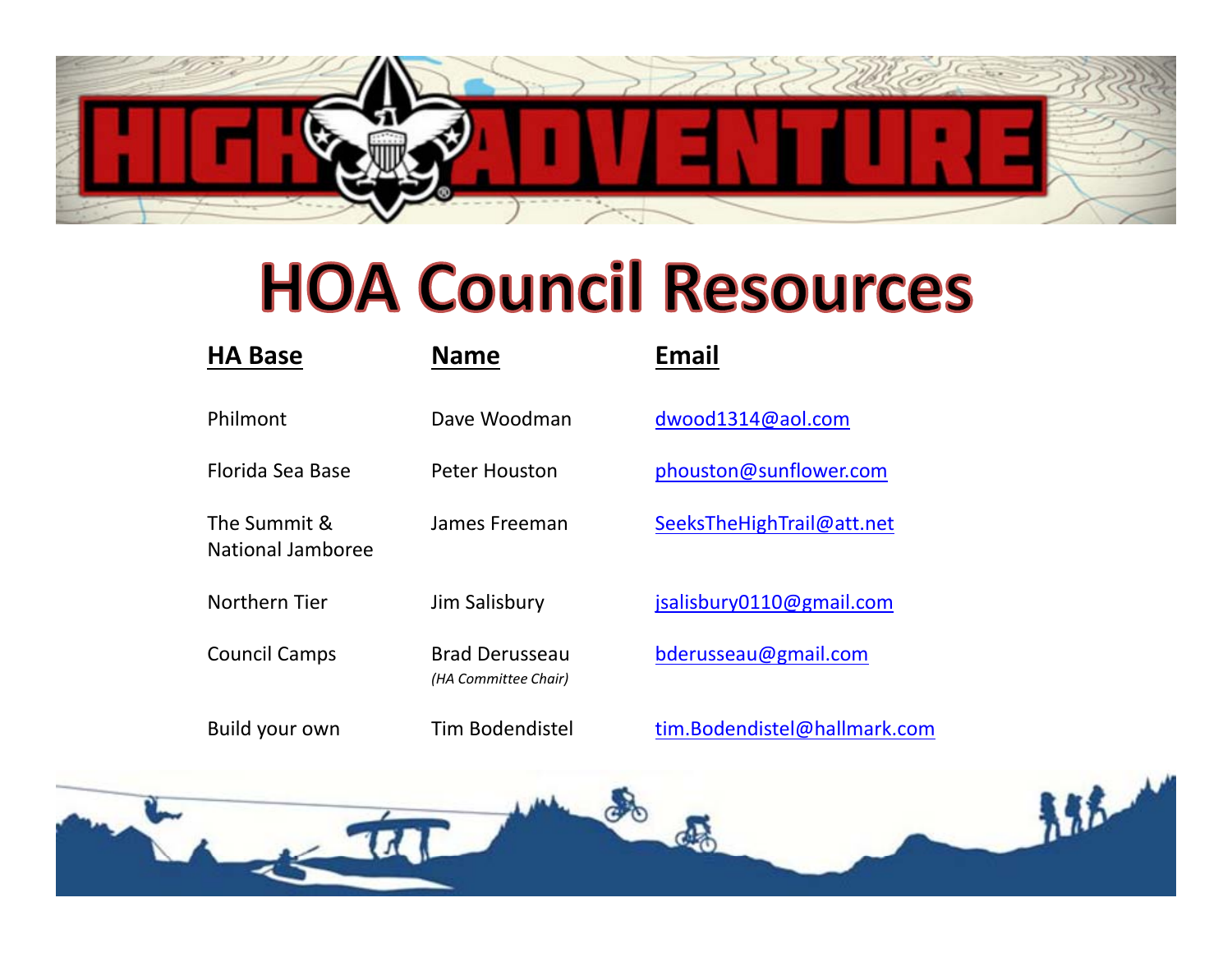HIGH ADVENTURE

# HOA Council Resources

| HA Base | Name | Email |
| --- | --- | --- |
| Philmont | Dave Woodman | dwood1314@aol.com |
| Florida Sea Base | Peter Houston | phouston@sunflower.com |
| The Summit & National Jamboree | James Freeman | SeeksTheHighTrail@att.net |
| Northern Tier | Jim Salisbury | jsalisbury0110@gmail.com |
| Council Camps | Brad Derusseau *(HA Committee Chair)* | bderusseau@gmail.com |
| Build your own | Tim Bodendistel | tim.Bodendistel@hallmark.com |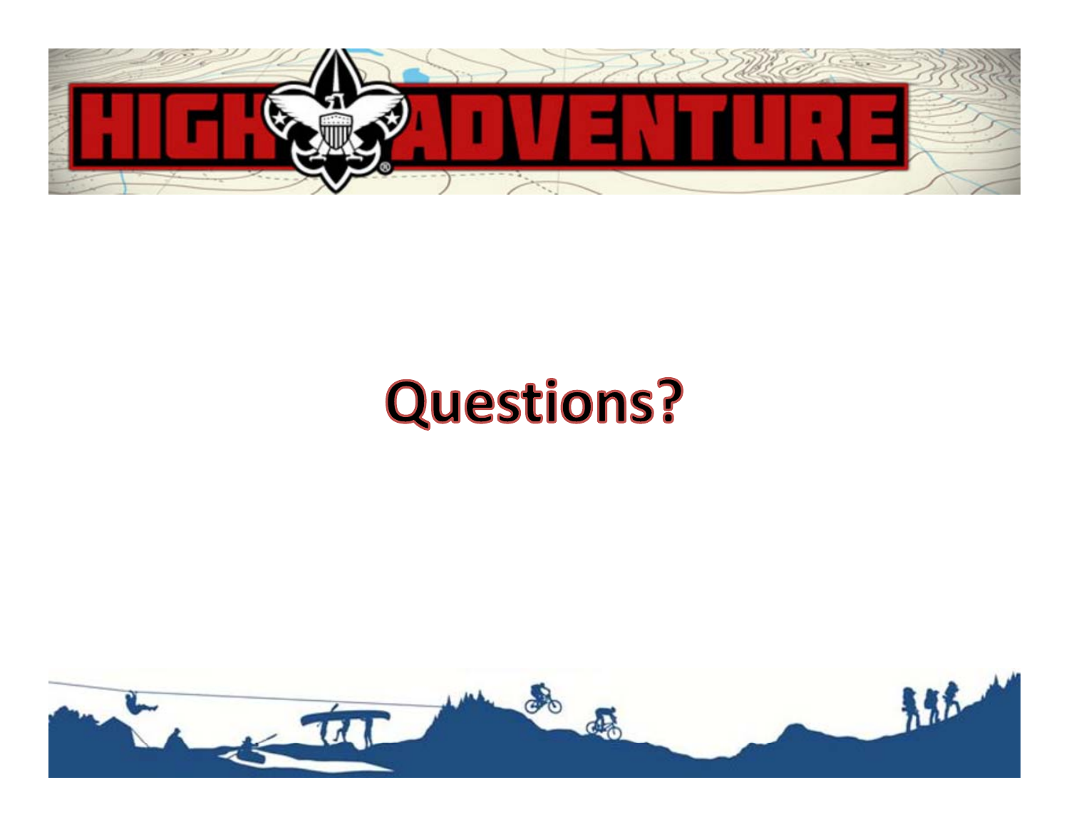# Questions?